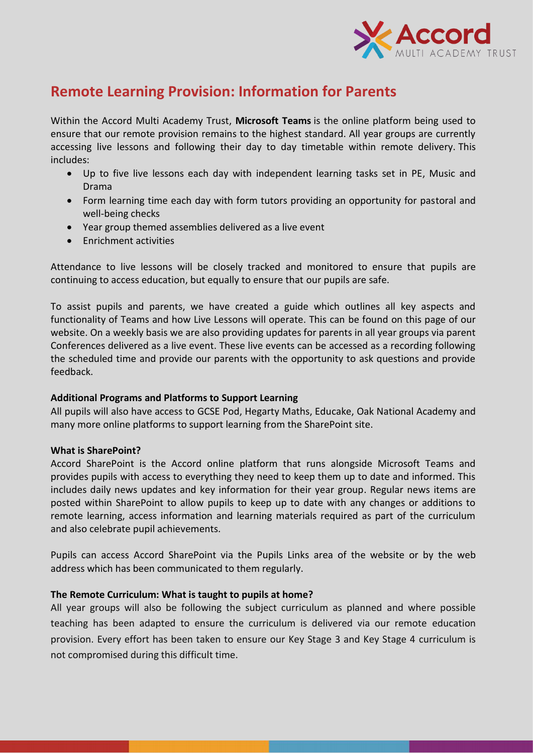# Remote Learning Provision: Information for Parents

Within the Accord Multi Academy Trust, **Microsoft Teams** is the online platform being used to ensure that our remote provision remains to the highest standard. All year groups are currently accessing live lessons and following their day to day timetable within remote delivery. This includes:

- Up to five live lessons each day with independent learning tasks set in PE, Music and Drama
- Form learning time each day with form tutors providing an opportunity for pastoral and well-being checks
- Year group themed assemblies delivered as a live event
- Enrichment activities

Attendance to live lessons will be closely tracked and monitored to ensure that pupils are continuing to access education, but equally to ensure that our pupils are safe.

To assist pupils and parents, we have created a guide which outlines all key aspects and functionality of Teams and how Live Lessons will operate. This can be found on this page of our website. On a weekly basis we are also providing updates for parents in all year groups via parent Conferences delivered as a live event. These live events can be accessed as a recording following the scheduled time and provide our parents with the opportunity to ask questions and provide feedback.

**Additional Programs and Platforms to Support Learning**

All pupils will also have access to GCSE Pod, Hegarty Maths, Educake, Oak National Academy and many more online platforms to support learning from the SharePoint site.

**What is SharePoint?**

Accord SharePoint is the Accord online platform that runs alongside Microsoft Teams and provides pupils with access to everything they need to keep them up to date and informed. This includes daily news updates and key information for their year group. Regular news items are posted within SharePoint to allow pupils to keep up to date with any changes or additions to remote learning, access information and learning materials required as part of the curriculum and also celebrate pupil achievements.

Pupils can access Accord SharePoint via the Pupils Links area of the website or by the web address which has been communicated to them regularly.

**The Remote Curriculum: What is taught to pupils at home?**

All year groups will also be following the subject curriculum as planned and where possible teaching has been adapted to ensure the curriculum is delivered via our remote education provision. Every effort has been taken to ensure our Key Stage 3 and Key Stage 4 curriculum is not compromised during this difficult time.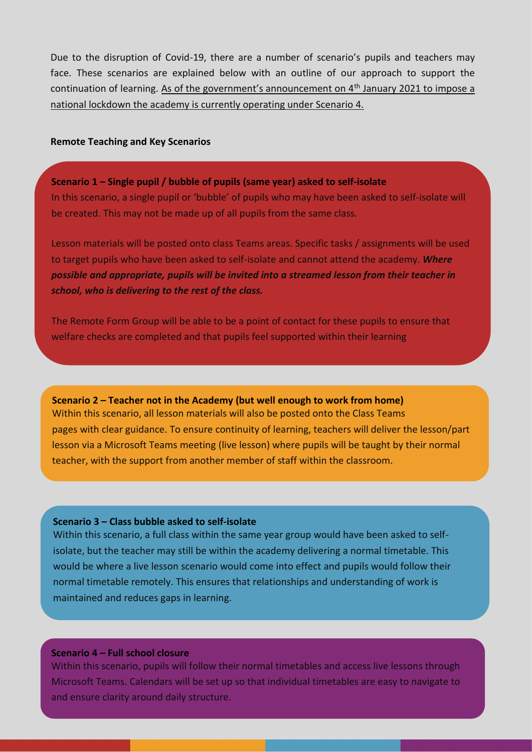Due to the disruption of Covid-19, there are a number of scenario's pupils and teachers may face. These scenarios are explained below with an outline of our approach to support the continuation of learning. As of the government's announcement on 4th January 2021 to impose a national lockdown the academy is currently operating under Scenario 4.

**Remote Teaching and Key Scenarios**

**Scenario 1 – Single pupil / bubble of pupils (same year) asked to self-isolate**

In this scenario, a single pupil or 'bubble' of pupils who may have been asked to self-isolate will be created. This may not be made up of all pupils from the same class.

Lesson materials will be posted onto class Teams areas. Specific tasks / assignments will be used to target pupils who have been asked to self-isolate and cannot attend the academy. ***Where possible and appropriate, pupils will be invited into a streamed lesson from their teacher in school, who is delivering to the rest of the class.***

The Remote Form Group will be able to be a point of contact for these pupils to ensure that welfare checks are completed and that pupils feel supported within their learning

**Scenario 2 – Teacher not in the Academy (but well enough to work from home)**

Within this scenario, all lesson materials will also be posted onto the Class Teams pages with clear guidance. To ensure continuity of learning, teachers will deliver the lesson/part lesson via a Microsoft Teams meeting (live lesson) where pupils will be taught by their normal teacher, with the support from another member of staff within the classroom.

**Scenario 3 – Class bubble asked to self-isolate**

Within this scenario, a full class within the same year group would have been asked to self-isolate, but the teacher may still be within the academy delivering a normal timetable. This would be where a live lesson scenario would come into effect and pupils would follow their normal timetable remotely. This ensures that relationships and understanding of work is maintained and reduces gaps in learning.

**Scenario 4 – Full school closure**

Within this scenario, pupils will follow their normal timetables and access live lessons through Microsoft Teams. Calendars will be set up so that individual timetables are easy to navigate to and ensure clarity around daily structure.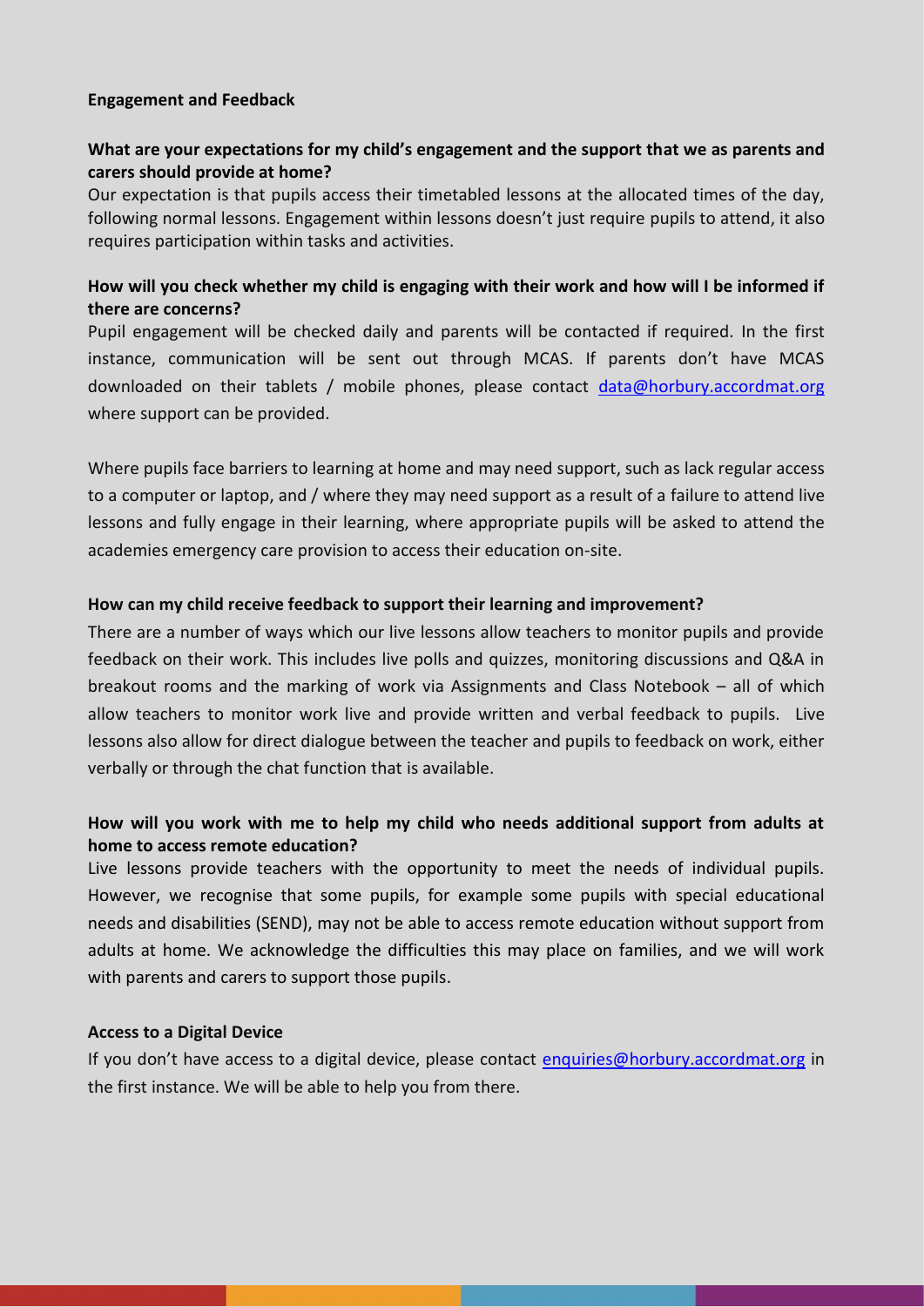**Engagement and Feedback**

**What are your expectations for my child's engagement and the support that we as parents and carers should provide at home?**

Our expectation is that pupils access their timetabled lessons at the allocated times of the day, following normal lessons. Engagement within lessons doesn't just require pupils to attend, it also requires participation within tasks and activities.

**How will you check whether my child is engaging with their work and how will I be informed if there are concerns?**

Pupil engagement will be checked daily and parents will be contacted if required. In the first instance, communication will be sent out through MCAS. If parents don't have MCAS downloaded on their tablets / mobile phones, please contact data@horbury.accordmat.org where support can be provided.

Where pupils face barriers to learning at home and may need support, such as lack regular access to a computer or laptop, and / where they may need support as a result of a failure to attend live lessons and fully engage in their learning, where appropriate pupils will be asked to attend the academies emergency care provision to access their education on-site.

**How can my child receive feedback to support their learning and improvement?**

There are a number of ways which our live lessons allow teachers to monitor pupils and provide feedback on their work. This includes live polls and quizzes, monitoring discussions and Q&A in breakout rooms and the marking of work via Assignments and Class Notebook – all of which allow teachers to monitor work live and provide written and verbal feedback to pupils. Live lessons also allow for direct dialogue between the teacher and pupils to feedback on work, either verbally or through the chat function that is available.

**How will you work with me to help my child who needs additional support from adults at home to access remote education?**

Live lessons provide teachers with the opportunity to meet the needs of individual pupils. However, we recognise that some pupils, for example some pupils with special educational needs and disabilities (SEND), may not be able to access remote education without support from adults at home. We acknowledge the difficulties this may place on families, and we will work with parents and carers to support those pupils.

**Access to a Digital Device**

If you don't have access to a digital device, please contact enquiries@horbury.accordmat.org in the first instance. We will be able to help you from there.